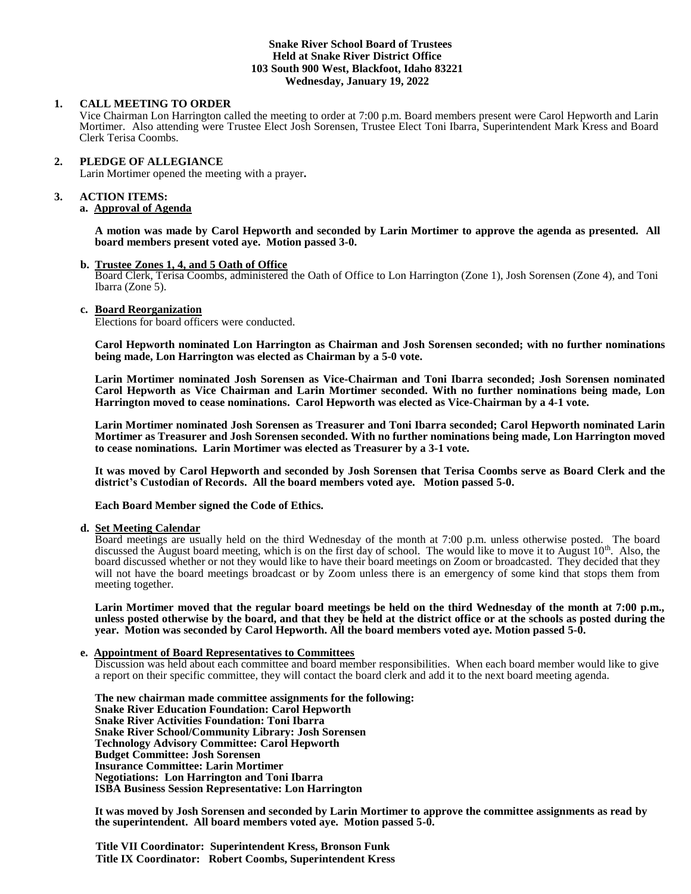**Snake River School Board of Trustees**
**Held at Snake River District Office**
**103 South 900 West, Blackfoot, Idaho 83221**
**Wednesday, January 19, 2022**

**1. CALL MEETING TO ORDER**

Vice Chairman Lon Harrington called the meeting to order at 7:00 p.m. Board members present were Carol Hepworth and Larin Mortimer. Also attending were Trustee Elect Josh Sorensen, Trustee Elect Toni Ibarra, Superintendent Mark Kress and Board Clerk Terisa Coombs.

**2. PLEDGE OF ALLEGIANCE**

Larin Mortimer opened the meeting with a prayer**.**

**3. ACTION ITEMS:**

**a. Approval of Agenda**

**A motion was made by Carol Hepworth and seconded by Larin Mortimer to approve the agenda as presented. All board members present voted aye. Motion passed 3-0.**

**b. Trustee Zones 1, 4, and 5 Oath of Office**

Board Clerk, Terisa Coombs, administered the Oath of Office to Lon Harrington (Zone 1), Josh Sorensen (Zone 4), and Toni Ibarra (Zone 5).

**c. Board Reorganization**

Elections for board officers were conducted.

**Carol Hepworth nominated Lon Harrington as Chairman and Josh Sorensen seconded; with no further nominations being made, Lon Harrington was elected as Chairman by a 5-0 vote.**

**Larin Mortimer nominated Josh Sorensen as Vice-Chairman and Toni Ibarra seconded; Josh Sorensen nominated Carol Hepworth as Vice Chairman and Larin Mortimer seconded. With no further nominations being made, Lon Harrington moved to cease nominations. Carol Hepworth was elected as Vice-Chairman by a 4-1 vote.**

**Larin Mortimer nominated Josh Sorensen as Treasurer and Toni Ibarra seconded; Carol Hepworth nominated Larin Mortimer as Treasurer and Josh Sorensen seconded. With no further nominations being made, Lon Harrington moved to cease nominations. Larin Mortimer was elected as Treasurer by a 3-1 vote.**

**It was moved by Carol Hepworth and seconded by Josh Sorensen that Terisa Coombs serve as Board Clerk and the district's Custodian of Records. All the board members voted aye. Motion passed 5-0.**

**Each Board Member signed the Code of Ethics.**

**d. Set Meeting Calendar**

Board meetings are usually held on the third Wednesday of the month at 7:00 p.m. unless otherwise posted. The board discussed the August board meeting, which is on the first day of school. The would like to move it to August 10th. Also, the board discussed whether or not they would like to have their board meetings on Zoom or broadcasted. They decided that they will not have the board meetings broadcast or by Zoom unless there is an emergency of some kind that stops them from meeting together.

**Larin Mortimer moved that the regular board meetings be held on the third Wednesday of the month at 7:00 p.m., unless posted otherwise by the board, and that they be held at the district office or at the schools as posted during the year. Motion was seconded by Carol Hepworth. All the board members voted aye. Motion passed 5-0.**

**e. Appointment of Board Representatives to Committees**

Discussion was held about each committee and board member responsibilities. When each board member would like to give a report on their specific committee, they will contact the board clerk and add it to the next board meeting agenda.

**The new chairman made committee assignments for the following:**
**Snake River Education Foundation: Carol Hepworth**
**Snake River Activities Foundation: Toni Ibarra**
**Snake River School/Community Library: Josh Sorensen**
**Technology Advisory Committee: Carol Hepworth**
**Budget Committee: Josh Sorensen**
**Insurance Committee: Larin Mortimer**
**Negotiations: Lon Harrington and Toni Ibarra**
**ISBA Business Session Representative: Lon Harrington**

**It was moved by Josh Sorensen and seconded by Larin Mortimer to approve the committee assignments as read by the superintendent. All board members voted aye. Motion passed 5-0.**

**Title VII Coordinator: Superintendent Kress, Bronson Funk**
**Title IX Coordinator: Robert Coombs, Superintendent Kress**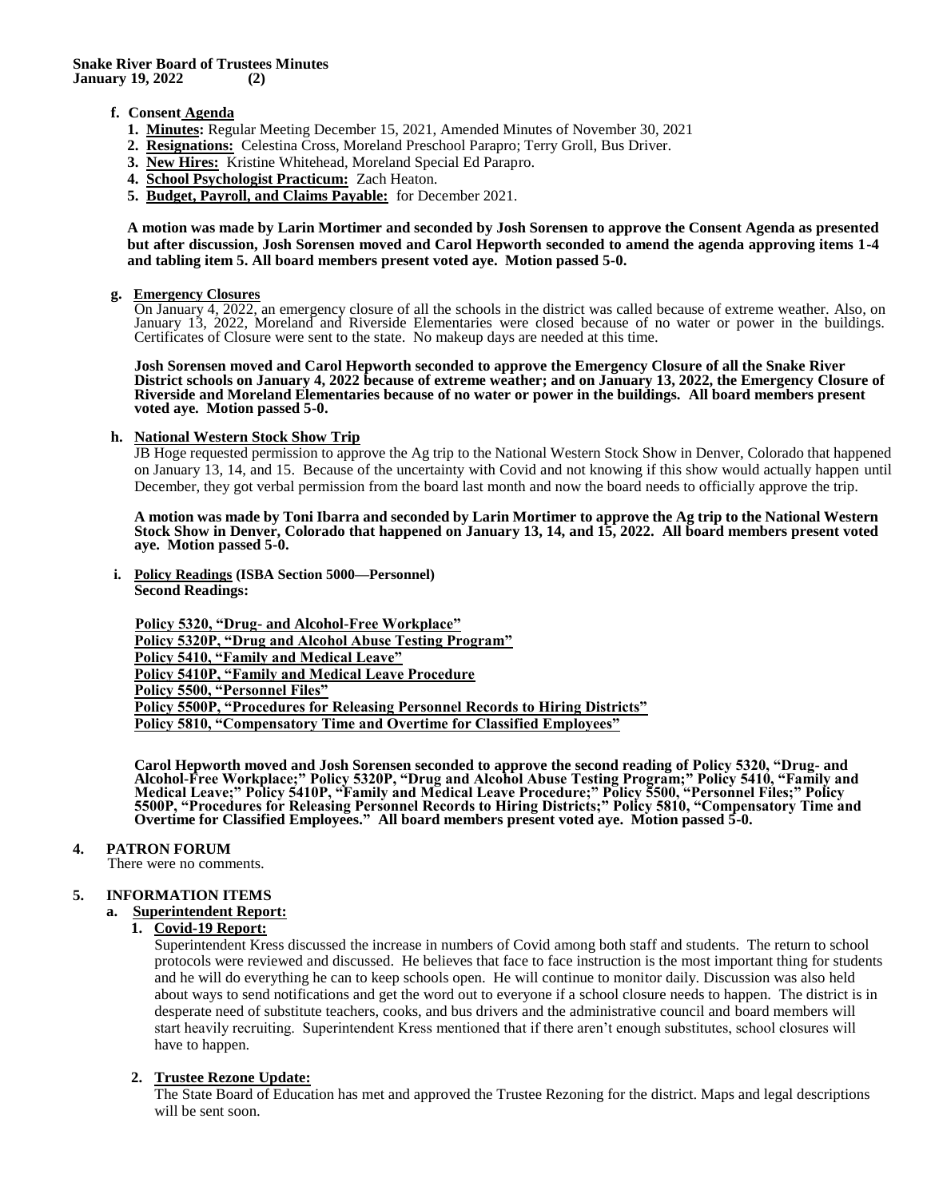**f. Consent Agenda**

1. **Minutes:** Regular Meeting December 15, 2021, Amended Minutes of November 30, 2021
2. **Resignations:** Celestina Cross, Moreland Preschool Parapro; Terry Groll, Bus Driver.
3. **New Hires:** Kristine Whitehead, Moreland Special Ed Parapro.
4. **School Psychologist Practicum:** Zach Heaton.
5. **Budget, Payroll, and Claims Payable:** for December 2021.

**A motion was made by Larin Mortimer and seconded by Josh Sorensen to approve the Consent Agenda as presented but after discussion, Josh Sorensen moved and Carol Hepworth seconded to amend the agenda approving items 1-4 and tabling item 5. All board members present voted aye. Motion passed 5-0.**

**g. Emergency Closures**

On January 4, 2022, an emergency closure of all the schools in the district was called because of extreme weather. Also, on January 13, 2022, Moreland and Riverside Elementaries were closed because of no water or power in the buildings. Certificates of Closure were sent to the state. No makeup days are needed at this time.

**Josh Sorensen moved and Carol Hepworth seconded to approve the Emergency Closure of all the Snake River District schools on January 4, 2022 because of extreme weather; and on January 13, 2022, the Emergency Closure of Riverside and Moreland Elementaries because of no water or power in the buildings. All board members present voted aye. Motion passed 5-0.**

**h. National Western Stock Show Trip**

JB Hoge requested permission to approve the Ag trip to the National Western Stock Show in Denver, Colorado that happened on January 13, 14, and 15. Because of the uncertainty with Covid and not knowing if this show would actually happen until December, they got verbal permission from the board last month and now the board needs to officially approve the trip.

**A motion was made by Toni Ibarra and seconded by Larin Mortimer to approve the Ag trip to the National Western Stock Show in Denver, Colorado that happened on January 13, 14, and 15, 2022. All board members present voted aye. Motion passed 5-0.**

**i. Policy Readings (ISBA Section 5000—Personnel)**
**Second Readings:**

**Policy 5320, "Drug- and Alcohol-Free Workplace"**
**Policy 5320P, "Drug and Alcohol Abuse Testing Program"**
**Policy 5410, "Family and Medical Leave"**
**Policy 5410P, "Family and Medical Leave Procedure**
**Policy 5500, "Personnel Files"**
**Policy 5500P, "Procedures for Releasing Personnel Records to Hiring Districts"**
**Policy 5810, "Compensatory Time and Overtime for Classified Employees"**

**Carol Hepworth moved and Josh Sorensen seconded to approve the second reading of Policy 5320, "Drug- and Alcohol-Free Workplace;" Policy 5320P, "Drug and Alcohol Abuse Testing Program;" Policy 5410, "Family and Medical Leave;" Policy 5410P, "Family and Medical Leave Procedure;" Policy 5500, "Personnel Files;" Policy 5500P, "Procedures for Releasing Personnel Records to Hiring Districts;" Policy 5810, "Compensatory Time and Overtime for Classified Employees." All board members present voted aye. Motion passed 5-0.**

## 4. PATRON FORUM

There were no comments.

## 5. INFORMATION ITEMS

**a. Superintendent Report:**

**1. Covid-19 Report:**

Superintendent Kress discussed the increase in numbers of Covid among both staff and students. The return to school protocols were reviewed and discussed. He believes that face to face instruction is the most important thing for students and he will do everything he can to keep schools open. He will continue to monitor daily. Discussion was also held about ways to send notifications and get the word out to everyone if a school closure needs to happen. The district is in desperate need of substitute teachers, cooks, and bus drivers and the administrative council and board members will start heavily recruiting. Superintendent Kress mentioned that if there aren't enough substitutes, school closures will have to happen.

**2. Trustee Rezone Update:**

The State Board of Education has met and approved the Trustee Rezoning for the district. Maps and legal descriptions will be sent soon.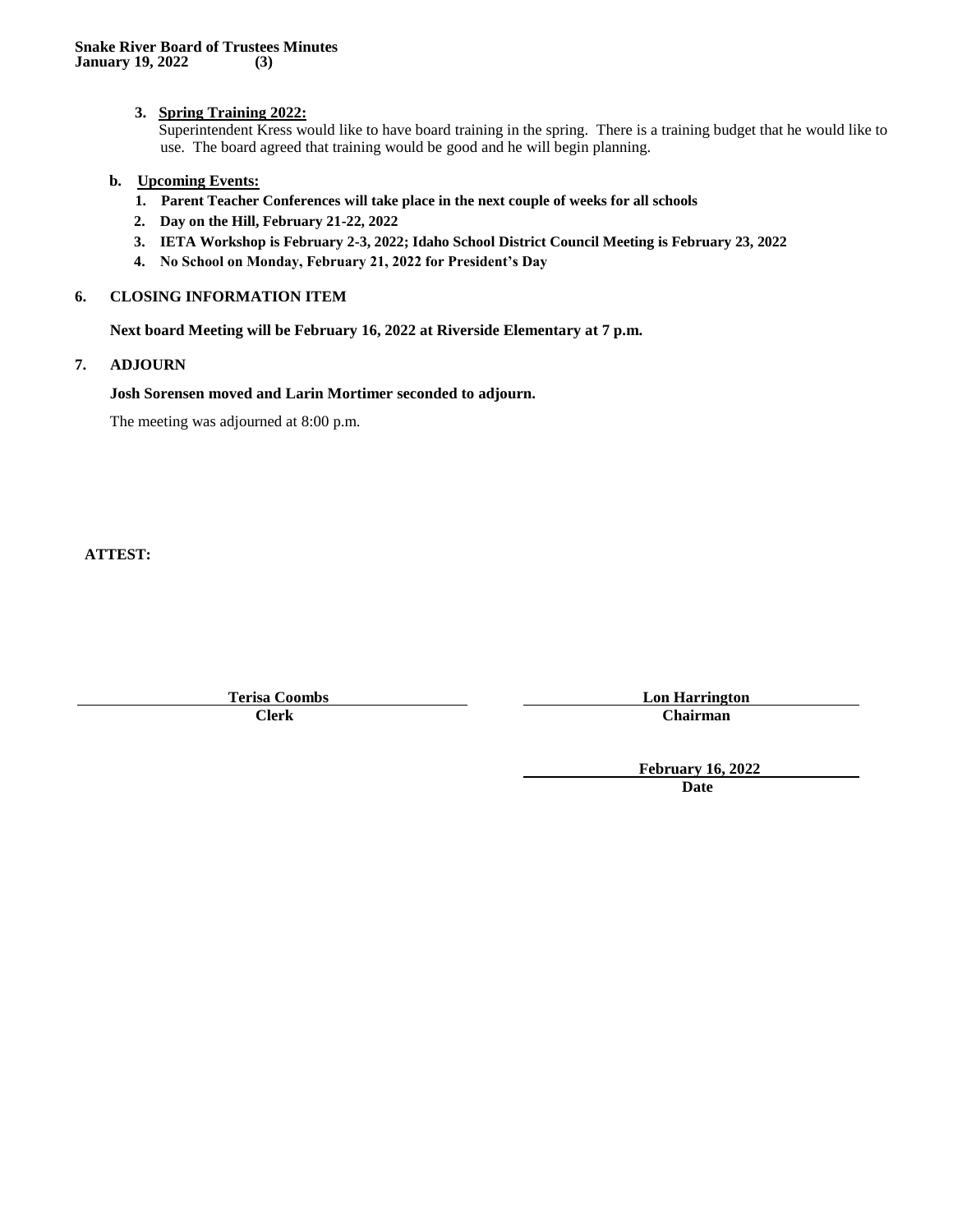3. **Spring Training 2022:**
   Superintendent Kress would like to have board training in the spring. There is a training budget that he would like to use. The board agreed that training would be good and he will begin planning.

b. **Upcoming Events:**
   1. **Parent Teacher Conferences will take place in the next couple of weeks for all schools**
   2. **Day on the Hill, February 21-22, 2022**
   3. **IETA Workshop is February 2-3, 2022; Idaho School District Council Meeting is February 23, 2022**
   4. **No School on Monday, February 21, 2022 for President's Day**

**6. CLOSING INFORMATION ITEM**

**Next board Meeting will be February 16, 2022 at Riverside Elementary at 7 p.m.**

**7. ADJOURN**

**Josh Sorensen moved and Larin Mortimer seconded to adjourn.**

The meeting was adjourned at 8:00 p.m.

**ATTEST:**

**Terisa Coombs**
**Clerk**

**Lon Harrington**
**Chairman**

**February 16, 2022**
**Date**